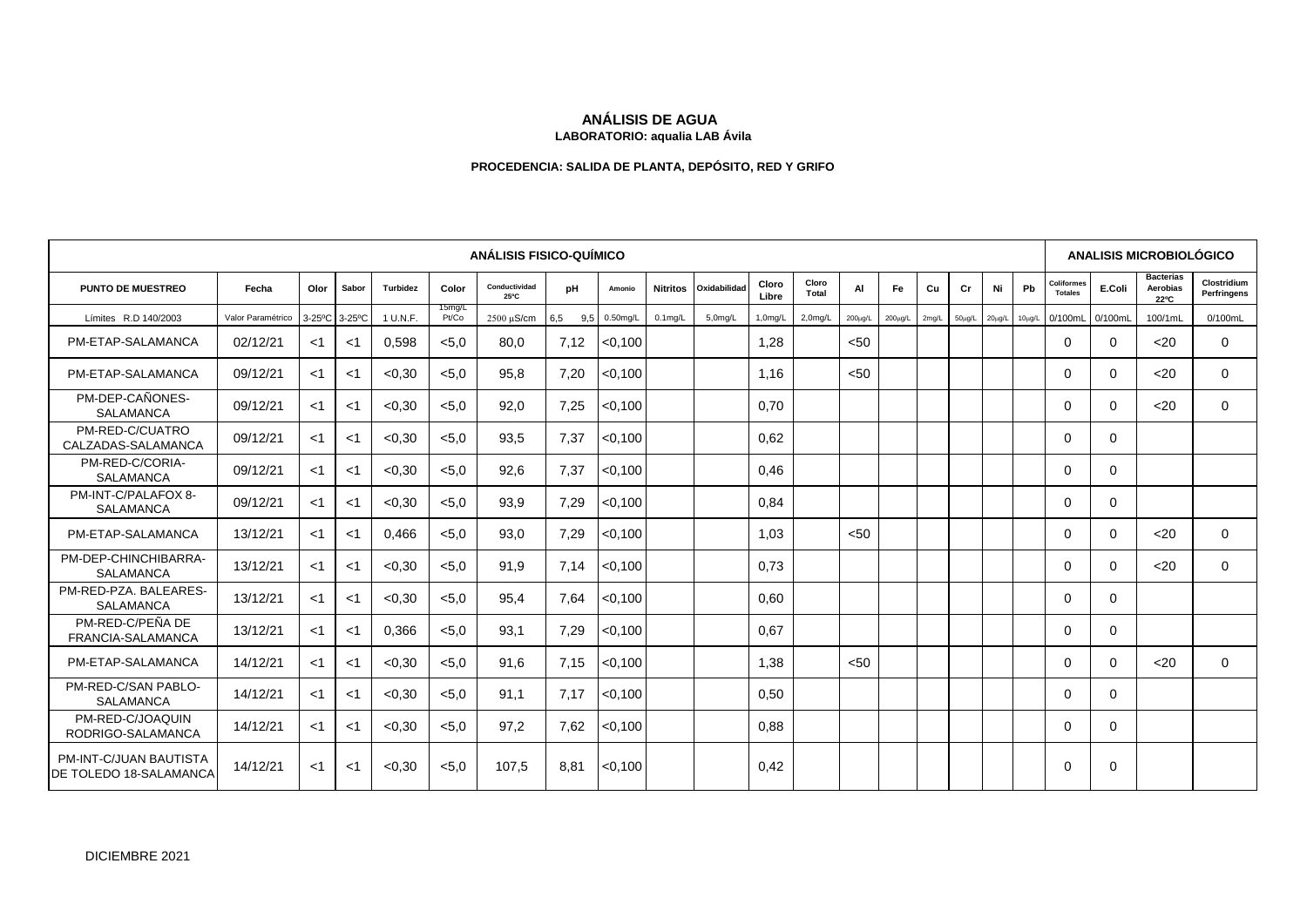# ANÁLISIS DE AGUA

**LABORATORIO: aqualia LAB Ávila**

**PROCEDENCIA: SALIDA DE PLANTA, DEPÓSITO, RED Y GRIFO**

| ANÁLISIS FISICO-QUÍMICO | | | | | | | | | | | | | | | | | | | | ANALISIS MICROBIOLÓGICO | | | |
|---|---|---|---|---|---|---|---|---|---|---|---|---|---|---|---|---|---|---|---|---|---|---|---|
| **PUNTO DE MUESTREO** | **Fecha** | **Olor** | **Sabor** | **Turbidez** | **Color** | **Conductividad 25ºC** | **pH** | **Amonio** | **Nitritos** | **Oxidabilidad** | **Cloro Libre** | **Cloro Total** | **Al** | **Fe** | **Cu** | **Cr** | **Ni** | **Pb** | **Coliformes Totales** | **E.Coli** | **Bacterias Aerobias 22ºC** | **Clostridium Perfringens** |
| Límites R.D 140/2003 | Valor Paramétrico | 3-25ºC | 3-25ºC | 1 U.N.F. | 15mg/L Pt/Co | 2500 μS/cm | 6,5 9,5 | 0.50mg/L | 0.1mg/L | 5,0mg/L | 1,0mg/L | 2,0mg/L | 200μg/L | 200μg/L | 2mg/L | 50μg/L | 20μg/L | 10μg/L | 0/100mL | 0/100mL | 100/1mL | 0/100mL |
| PM-ETAP-SALAMANCA | 02/12/21 | <1 | <1 | 0,598 | <5,0 | 80,0 | 7,12 | <0,100 | | | 1,28 | | <50 | | | | | | 0 | 0 | <20 | 0 |
| PM-ETAP-SALAMANCA | 09/12/21 | <1 | <1 | <0,30 | <5,0 | 95,8 | 7,20 | <0,100 | | | 1,16 | | <50 | | | | | | 0 | 0 | <20 | 0 |
| PM-DEP-CAÑONES-SALAMANCA | 09/12/21 | <1 | <1 | <0,30 | <5,0 | 92,0 | 7,25 | <0,100 | | | 0,70 | | | | | | | | 0 | 0 | <20 | 0 |
| PM-RED-C/CUATRO CALZADAS-SALAMANCA | 09/12/21 | <1 | <1 | <0,30 | <5,0 | 93,5 | 7,37 | <0,100 | | | 0,62 | | | | | | | | 0 | 0 | | |
| PM-RED-C/CORIA-SALAMANCA | 09/12/21 | <1 | <1 | <0,30 | <5,0 | 92,6 | 7,37 | <0,100 | | | 0,46 | | | | | | | | 0 | 0 | | |
| PM-INT-C/PALAFOX 8-SALAMANCA | 09/12/21 | <1 | <1 | <0,30 | <5,0 | 93,9 | 7,29 | <0,100 | | | 0,84 | | | | | | | | 0 | 0 | | |
| PM-ETAP-SALAMANCA | 13/12/21 | <1 | <1 | 0,466 | <5,0 | 93,0 | 7,29 | <0,100 | | | 1,03 | | <50 | | | | | | 0 | 0 | <20 | 0 |
| PM-DEP-CHINCHIBARRA-SALAMANCA | 13/12/21 | <1 | <1 | <0,30 | <5,0 | 91,9 | 7,14 | <0,100 | | | 0,73 | | | | | | | | 0 | 0 | <20 | 0 |
| PM-RED-PZA. BALEARES-SALAMANCA | 13/12/21 | <1 | <1 | <0,30 | <5,0 | 95,4 | 7,64 | <0,100 | | | 0,60 | | | | | | | | 0 | 0 | | |
| PM-RED-C/PEÑA DE FRANCIA-SALAMANCA | 13/12/21 | <1 | <1 | 0,366 | <5,0 | 93,1 | 7,29 | <0,100 | | | 0,67 | | | | | | | | 0 | 0 | | |
| PM-ETAP-SALAMANCA | 14/12/21 | <1 | <1 | <0,30 | <5,0 | 91,6 | 7,15 | <0,100 | | | 1,38 | | <50 | | | | | | 0 | 0 | <20 | 0 |
| PM-RED-C/SAN PABLO-SALAMANCA | 14/12/21 | <1 | <1 | <0,30 | <5,0 | 91,1 | 7,17 | <0,100 | | | 0,50 | | | | | | | | 0 | 0 | | |
| PM-RED-C/JOAQUIN RODRIGO-SALAMANCA | 14/12/21 | <1 | <1 | <0,30 | <5,0 | 97,2 | 7,62 | <0,100 | | | 0,88 | | | | | | | | 0 | 0 | | |
| PM-INT-C/JUAN BAUTISTA DE TOLEDO 18-SALAMANCA | 14/12/21 | <1 | <1 | <0,30 | <5,0 | 107,5 | 8,81 | <0,100 | | | 0,42 | | | | | | | | 0 | 0 | | |

DICIEMBRE 2021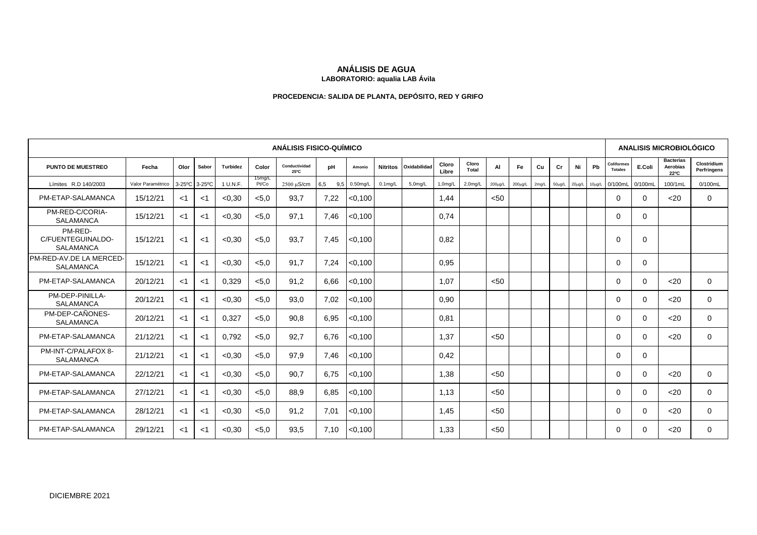# ANÁLISIS DE AGUA

**LABORATORIO: aqualia LAB Ávila**

**PROCEDENCIA: SALIDA DE PLANTA, DEPÓSITO, RED Y GRIFO**

| ANÁLISIS FISICO-QUÍMICO | | | | | | | | | | | | | | | | | | | | | ANALISIS MICROBIOLÓGICO | | | |
|---|---|---|---|---|---|---|---|---|---|---|---|---|---|---|---|---|---|---|---|---|---|---|---|---|
| **PUNTO DE MUESTREO** | **Fecha** | **Olor** | **Sabor** | **Turbidez** | **Color** | **Conductividad 25ºC** | **pH** | **Amonio** | **Nitritos** | **Oxidabilidad** | **Cloro Libre** | **Cloro Total** | **Al** | **Fe** | **Cu** | **Cr** | **Ni** | **Pb** | **Coliformes Totales** | **E.Coli** | **Bacterias Aerobias 22ºC** | **Clostridium Perfringens** |
| Límites R.D 140/2003 | Valor Paramétrico | 3-25ºC | 3-25ºC | 1 U.N.F. | 15mg/L Pt/Co | 2500 µS/cm | 6,5 9,5 | 0.50mg/L | 0.1mg/L | 5,0mg/L | 1,0mg/L | 2,0mg/L | 200µg/L | 200µg/L | 2mg/L | 50µg/L | 20µg/L | 10µg/L | 0/100mL | 0/100mL | 100/1mL | 0/100mL |
| PM-ETAP-SALAMANCA | 15/12/21 | <1 | <1 | <0,30 | <5,0 | 93,7 | 7,22 | <0,100 | | | 1,44 | | <50 | | | | | | 0 | 0 | <20 | 0 |
| PM-RED-C/CORIA-SALAMANCA | 15/12/21 | <1 | <1 | <0,30 | <5,0 | 97,1 | 7,46 | <0,100 | | | 0,74 | | | | | | | | 0 | 0 | | |
| PM-RED-C/FUENTEGUINALDO-SALAMANCA | 15/12/21 | <1 | <1 | <0,30 | <5,0 | 93,7 | 7,45 | <0,100 | | | 0,82 | | | | | | | | 0 | 0 | | |
| PM-RED-AV.DE LA MERCED-SALAMANCA | 15/12/21 | <1 | <1 | <0,30 | <5,0 | 91,7 | 7,24 | <0,100 | | | 0,95 | | | | | | | | 0 | 0 | | |
| PM-ETAP-SALAMANCA | 20/12/21 | <1 | <1 | 0,329 | <5,0 | 91,2 | 6,66 | <0,100 | | | 1,07 | | <50 | | | | | | 0 | 0 | <20 | 0 |
| PM-DEP-PINILLA-SALAMANCA | 20/12/21 | <1 | <1 | <0,30 | <5,0 | 93,0 | 7,02 | <0,100 | | | 0,90 | | | | | | | | 0 | 0 | <20 | 0 |
| PM-DEP-CAÑONES-SALAMANCA | 20/12/21 | <1 | <1 | 0,327 | <5,0 | 90,8 | 6,95 | <0,100 | | | 0,81 | | | | | | | | 0 | 0 | <20 | 0 |
| PM-ETAP-SALAMANCA | 21/12/21 | <1 | <1 | 0,792 | <5,0 | 92,7 | 6,76 | <0,100 | | | 1,37 | | <50 | | | | | | 0 | 0 | <20 | 0 |
| PM-INT-C/PALAFOX 8-SALAMANCA | 21/12/21 | <1 | <1 | <0,30 | <5,0 | 97,9 | 7,46 | <0,100 | | | 0,42 | | | | | | | | 0 | 0 | | |
| PM-ETAP-SALAMANCA | 22/12/21 | <1 | <1 | <0,30 | <5,0 | 90,7 | 6,75 | <0,100 | | | 1,38 | | <50 | | | | | | 0 | 0 | <20 | 0 |
| PM-ETAP-SALAMANCA | 27/12/21 | <1 | <1 | <0,30 | <5,0 | 88,9 | 6,85 | <0,100 | | | 1,13 | | <50 | | | | | | 0 | 0 | <20 | 0 |
| PM-ETAP-SALAMANCA | 28/12/21 | <1 | <1 | <0,30 | <5,0 | 91,2 | 7,01 | <0,100 | | | 1,45 | | <50 | | | | | | 0 | 0 | <20 | 0 |
| PM-ETAP-SALAMANCA | 29/12/21 | <1 | <1 | <0,30 | <5,0 | 93,5 | 7,10 | <0,100 | | | 1,33 | | <50 | | | | | | 0 | 0 | <20 | 0 |

DICIEMBRE 2021